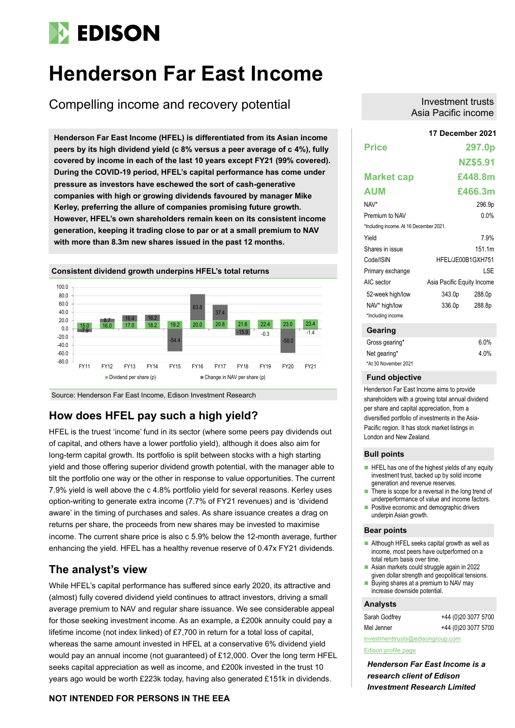# EDISON

# Henderson Far East Income

## Compelling income and recovery potential

Investment trusts
Asia Pacific income

**Henderson Far East Income (HFEL) is differentiated from its Asian income peers by its high dividend yield (c 8% versus a peer average of c 4%), fully covered by income in each of the last 10 years except FY21 (99% covered). During the COVID-19 period, HFEL's capital performance has come under pressure as investors have eschewed the sort of cash-generative companies with high or growing dividends favoured by manager Mike Kerley, preferring the allure of companies promising future growth. However, HFEL's own shareholders remain keen on its consistent income generation, keeping it trading close to par or at a small premium to NAV with more than 8.3m new shares issued in the past 12 months.**

**Consistent dividend growth underpins HFEL's total returns**

| | FY11 | FY12 | FY13 | FY14 | FY15 | FY16 | FY17 | FY18 | FY19 | FY20 | FY21 |
|---|---|---|---|---|---|---|---|---|---|---|---|
| Dividend per share (p) | 15.0 | 16.0 | 17.0 | 18.2 | 19.2 | 20.0 | 20.8 | 21.6 | 22.4 | 23.0 | 23.4 |
| Change in NAV per share (p) | -7.9 | 8.7 | 16.4 | 16.2 | -54.4 | 63.8 | 37.4 | -15.9 | -0.3 | -58.0 | -1.4 |

Source: Henderson Far East Income, Edison Investment Research

## How does HFEL pay such a high yield?

HFEL is the truest 'income' fund in its sector (where some peers pay dividends out of capital, and others have a lower portfolio yield), although it does also aim for long-term capital growth. Its portfolio is split between stocks with a high starting yield and those offering superior dividend growth potential, with the manager able to tilt the portfolio one way or the other in response to value opportunities. The current 7.9% yield is well above the c 4.8% portfolio yield for several reasons. Kerley uses option-writing to generate extra income (7.7% of FY21 revenues) and is 'dividend aware' in the timing of purchases and sales. As share issuance creates a drag on returns per share, the proceeds from new shares may be invested to maximise income. The current share price is also c 5.9% below the 12-month average, further enhancing the yield. HFEL has a healthy revenue reserve of 0.47x FY21 dividends.

## The analyst's view

While HFEL's capital performance has suffered since early 2020, its attractive and (almost) fully covered dividend yield continues to attract investors, driving a small average premium to NAV and regular share issuance. We see considerable appeal for those seeking investment income. As an example, a £200k annuity could pay a lifetime income (not index linked) of £7,700 in return for a total loss of capital, whereas the same amount invested in HFEL at a conservative 6% dividend yield would pay an annual income (not guaranteed) of £12,000. Over the long term HFEL seeks capital appreciation as well as income, and £200k invested in the trust 10 years ago would be worth £223k today, having also generated £151k in dividends.

**NOT INTENDED FOR PERSONS IN THE EEA**

**17 December 2021**

| | |
|---|---|
| **Price** | **297.0p** |
| | **NZ$5.91** |
| **Market cap** | **£448.8m** |
| **AUM** | **£466.3m** |

| | |
|---|---|
| NAV* | 296.9p |
| Premium to NAV | 0.0% |

*Including income. At 16 December 2021.

| | | |
|---|---|---|
| Yield | | 7.9% |
| Shares in issue | | 151.1m |
| Code/ISIN | | HFEL/JE00B1GXH751 |
| Primary exchange | | LSE |
| AIC sector | | Asia Pacific Equity Income |
| 52-week high/low | 343.0p | 288.0p |
| NAV* high/low | 336.0p | 288.8p |

*Including income.

### Gearing

| | |
|---|---|
| Gross gearing* | 6.0% |
| Net gearing* | 4.0% |

*At 30 November 2021

### Fund objective

Henderson Far East Income aims to provide shareholders with a growing total annual dividend per share and capital appreciation, from a diversified portfolio of investments in the Asia-Pacific region. It has stock market listings in London and New Zealand.

### Bull points

- HFEL has one of the highest yields of any equity investment trust, backed up by solid income generation and revenue reserves.
- There is scope for a reversal in the long trend of underperformance of value and income factors.
- Positive economic and demographic drivers underpin Asian growth.

### Bear points

- Although HFEL seeks capital growth as well as income, most peers have outperformed on a total return basis over time.
- Asian markets could struggle again in 2022 given dollar strength and geopolitical tensions.
- Buying shares at a premium to NAV may increase downside potential.

### Analysts

| | |
|---|---|
| Sarah Godfrey | +44 (0)20 3077 5700 |
| Mel Jenner | +44 (0)20 3077 5700 |

investmenttrusts@edisongroup.com

Edison profile page

***Henderson Far East Income is a research client of Edison Investment Research Limited***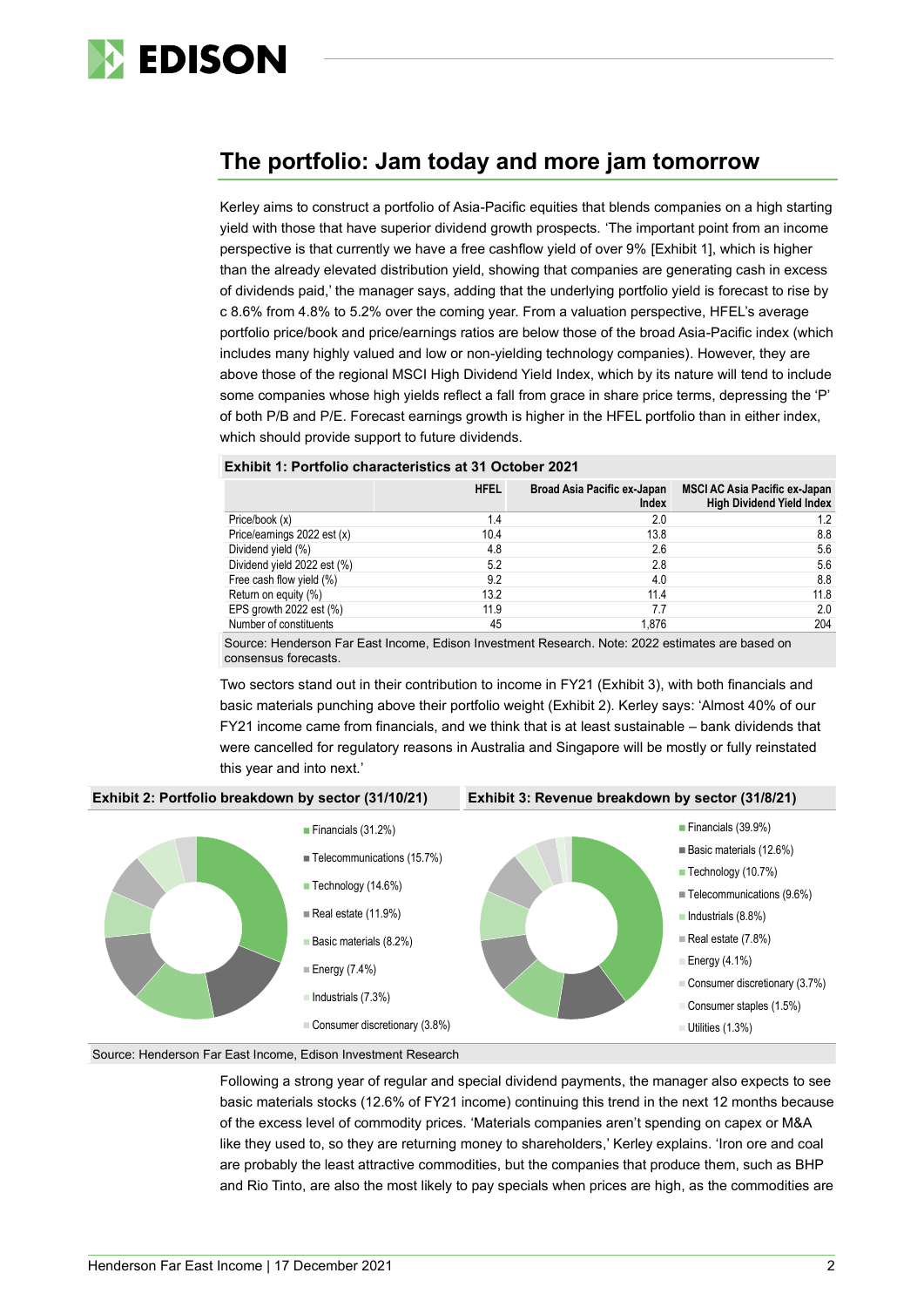## The portfolio: Jam today and more jam tomorrow

Kerley aims to construct a portfolio of Asia-Pacific equities that blends companies on a high starting yield with those that have superior dividend growth prospects. 'The important point from an income perspective is that currently we have a free cashflow yield of over 9% [Exhibit 1], which is higher than the already elevated distribution yield, showing that companies are generating cash in excess of dividends paid,' the manager says, adding that the underlying portfolio yield is forecast to rise by c 8.6% from 4.8% to 5.2% over the coming year. From a valuation perspective, HFEL's average portfolio price/book and price/earnings ratios are below those of the broad Asia-Pacific index (which includes many highly valued and low or non-yielding technology companies). However, they are above those of the regional MSCI High Dividend Yield Index, which by its nature will tend to include some companies whose high yields reflect a fall from grace in share price terms, depressing the 'P' of both P/B and P/E. Forecast earnings growth is higher in the HFEL portfolio than in either index, which should provide support to future dividends.

**Exhibit 1: Portfolio characteristics at 31 October 2021**

| | HFEL | Broad Asia Pacific ex-Japan Index | MSCI AC Asia Pacific ex-Japan High Dividend Yield Index |
|---|---|---|---|
| Price/book (x) | 1.4 | 2.0 | 1.2 |
| Price/earnings 2022 est (x) | 10.4 | 13.8 | 8.8 |
| Dividend yield (%) | 4.8 | 2.6 | 5.6 |
| Dividend yield 2022 est (%) | 5.2 | 2.8 | 5.6 |
| Free cash flow yield (%) | 9.2 | 4.0 | 8.8 |
| Return on equity (%) | 13.2 | 11.4 | 11.8 |
| EPS growth 2022 est (%) | 11.9 | 7.7 | 2.0 |
| Number of constituents | 45 | 1,876 | 204 |

Source: Henderson Far East Income, Edison Investment Research. Note: 2022 estimates are based on consensus forecasts.

Two sectors stand out in their contribution to income in FY21 (Exhibit 3), with both financials and basic materials punching above their portfolio weight (Exhibit 2). Kerley says: 'Almost 40% of our FY21 income came from financials, and we think that is at least sustainable – bank dividends that were cancelled for regulatory reasons in Australia and Singapore will be mostly or fully reinstated this year and into next.'

**Exhibit 2: Portfolio breakdown by sector (31/10/21)**

- Financials (31.2%)
- Telecommunications (15.7%)
- Technology (14.6%)
- Real estate (11.9%)
- Basic materials (8.2%)
- Energy (7.4%)
- Industrials (7.3%)
- Consumer discretionary (3.8%)

**Exhibit 3: Revenue breakdown by sector (31/8/21)**

- Financials (39.9%)
- Basic materials (12.6%)
- Technology (10.7%)
- Telecommunications (9.6%)
- Industrials (8.8%)
- Real estate (7.8%)
- Energy (4.1%)
- Consumer discretionary (3.7%)
- Consumer staples (1.5%)
- Utilities (1.3%)

Source: Henderson Far East Income, Edison Investment Research

Following a strong year of regular and special dividend payments, the manager also expects to see basic materials stocks (12.6% of FY21 income) continuing this trend in the next 12 months because of the excess level of commodity prices. 'Materials companies aren't spending on capex or M&A like they used to, so they are returning money to shareholders,' Kerley explains. 'Iron ore and coal are probably the least attractive commodities, but the companies that produce them, such as BHP and Rio Tinto, are also the most likely to pay specials when prices are high, as the commodities are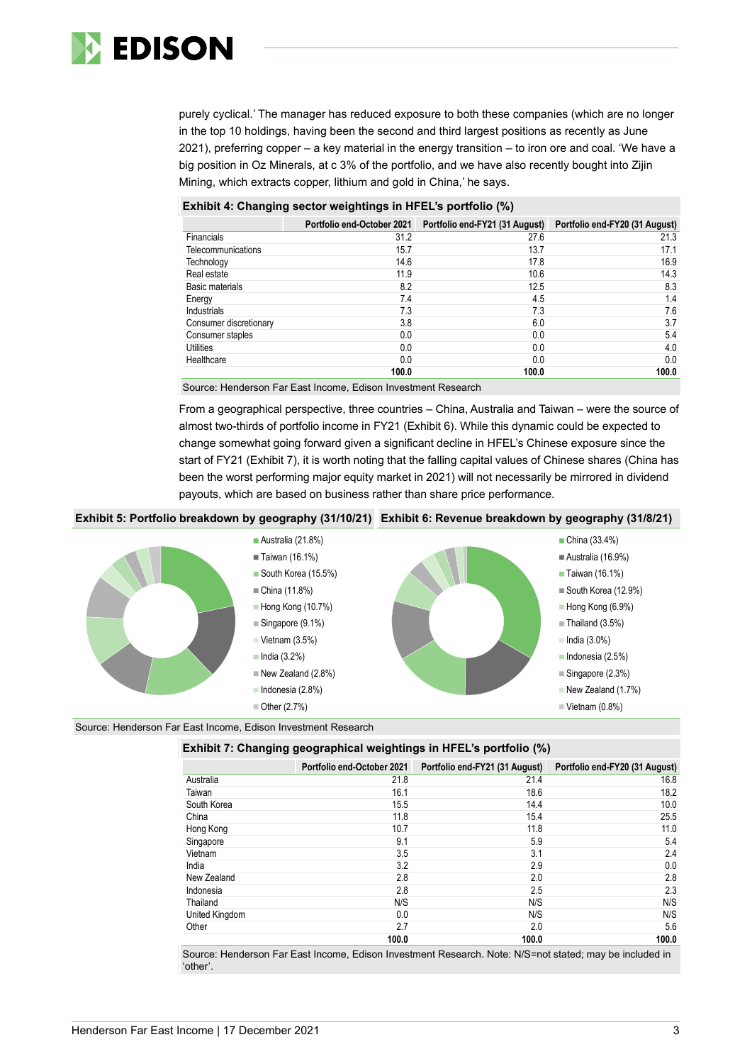purely cyclical.' The manager has reduced exposure to both these companies (which are no longer in the top 10 holdings, having been the second and third largest positions as recently as June 2021), preferring copper – a key material in the energy transition – to iron ore and coal. 'We have a big position in Oz Minerals, at c 3% of the portfolio, and we have also recently bought into Zijin Mining, which extracts copper, lithium and gold in China,' he says.

**Exhibit 4: Changing sector weightings in HFEL's portfolio (%)**

| | Portfolio end-October 2021 | Portfolio end-FY21 (31 August) | Portfolio end-FY20 (31 August) |
|---|---|---|---|
| Financials | 31.2 | 27.6 | 21.3 |
| Telecommunications | 15.7 | 13.7 | 17.1 |
| Technology | 14.6 | 17.8 | 16.9 |
| Real estate | 11.9 | 10.6 | 14.3 |
| Basic materials | 8.2 | 12.5 | 8.3 |
| Energy | 7.4 | 4.5 | 1.4 |
| Industrials | 7.3 | 7.3 | 7.6 |
| Consumer discretionary | 3.8 | 6.0 | 3.7 |
| Consumer staples | 0.0 | 0.0 | 5.4 |
| Utilities | 0.0 | 0.0 | 4.0 |
| Healthcare | 0.0 | 0.0 | 0.0 |
| | **100.0** | **100.0** | **100.0** |

Source: Henderson Far East Income, Edison Investment Research

From a geographical perspective, three countries – China, Australia and Taiwan – were the source of almost two-thirds of portfolio income in FY21 (Exhibit 6). While this dynamic could be expected to change somewhat going forward given a significant decline in HFEL's Chinese exposure since the start of FY21 (Exhibit 7), it is worth noting that the falling capital values of Chinese shares (China has been the worst performing major equity market in 2021) will not necessarily be mirrored in dividend payouts, which are based on business rather than share price performance.

**Exhibit 5: Portfolio breakdown by geography (31/10/21)**

- Australia (21.8%)
- Taiwan (16.1%)
- South Korea (15.5%)
- China (11.8%)
- Hong Kong (10.7%)
- Singapore (9.1%)
- Vietnam (3.5%)
- India (3.2%)
- New Zealand (2.8%)
- Indonesia (2.8%)
- Other (2.7%)

**Exhibit 6: Revenue breakdown by geography (31/8/21)**

- China (33.4%)
- Australia (16.9%)
- Taiwan (16.1%)
- South Korea (12.9%)
- Hong Kong (6.9%)
- Thailand (3.5%)
- India (3.0%)
- Indonesia (2.5%)
- Singapore (2.3%)
- New Zealand (1.7%)
- Vietnam (0.8%)

Source: Henderson Far East Income, Edison Investment Research

**Exhibit 7: Changing geographical weightings in HFEL's portfolio (%)**

| | Portfolio end-October 2021 | Portfolio end-FY21 (31 August) | Portfolio end-FY20 (31 August) |
|---|---|---|---|
| Australia | 21.8 | 21.4 | 16.8 |
| Taiwan | 16.1 | 18.6 | 18.2 |
| South Korea | 15.5 | 14.4 | 10.0 |
| China | 11.8 | 15.4 | 25.5 |
| Hong Kong | 10.7 | 11.8 | 11.0 |
| Singapore | 9.1 | 5.9 | 5.4 |
| Vietnam | 3.5 | 3.1 | 2.4 |
| India | 3.2 | 2.9 | 0.0 |
| New Zealand | 2.8 | 2.0 | 2.8 |
| Indonesia | 2.8 | 2.5 | 2.3 |
| Thailand | N/S | N/S | N/S |
| United Kingdom | 0.0 | N/S | N/S |
| Other | 2.7 | 2.0 | 5.6 |
| | **100.0** | **100.0** | **100.0** |

Source: Henderson Far East Income, Edison Investment Research. Note: N/S=not stated; may be included in 'other'.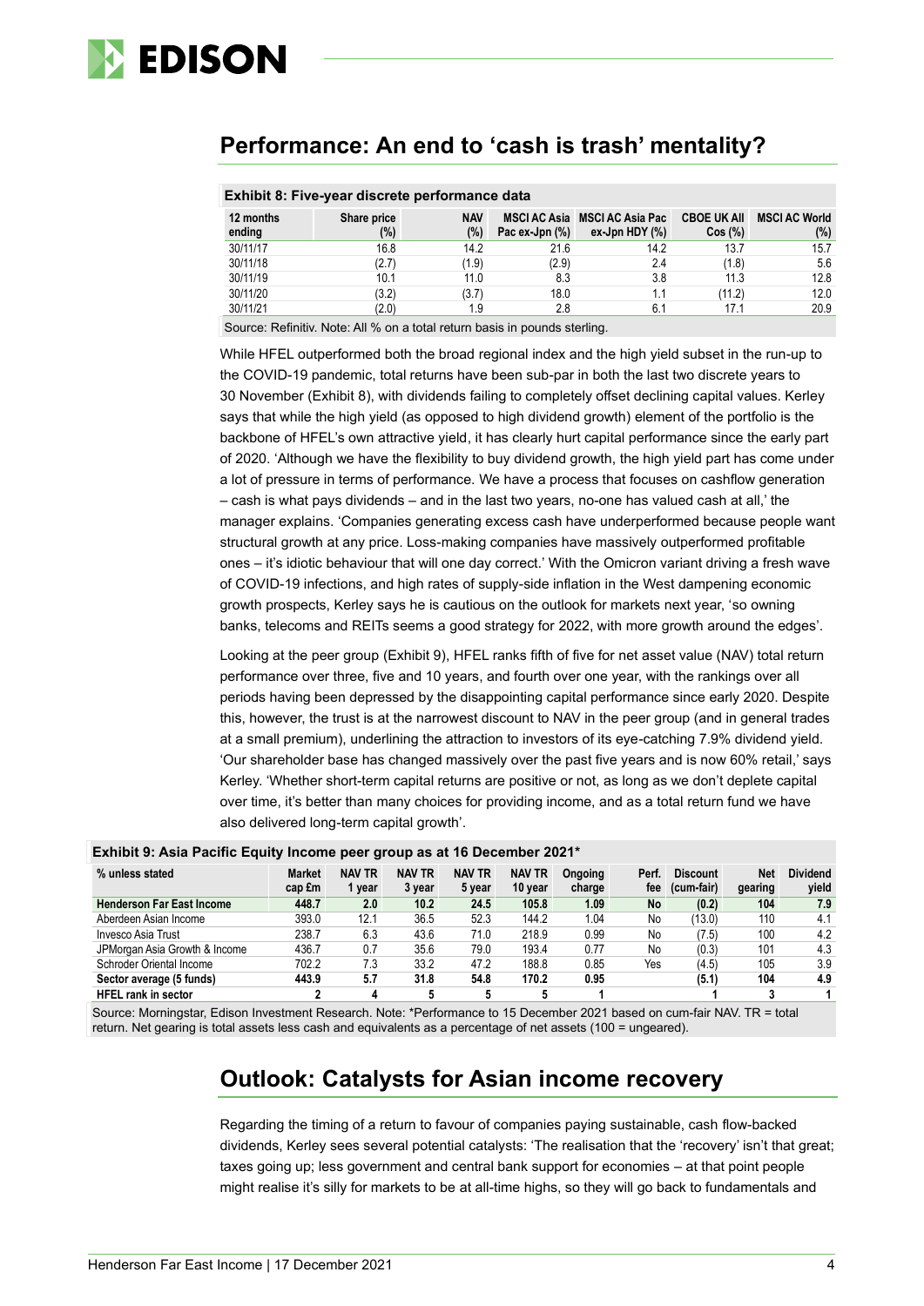## Performance: An end to 'cash is trash' mentality?

**Exhibit 8: Five-year discrete performance data**

| 12 months ending | Share price (%) | NAV (%) | MSCI AC Asia Pac ex-Jpn (%) | MSCI AC Asia Pac ex-Jpn HDY (%) | CBOE UK All Cos (%) | MSCI AC World (%) |
|---|---|---|---|---|---|---|
| 30/11/17 | 16.8 | 14.2 | 21.6 | 14.2 | 13.7 | 15.7 |
| 30/11/18 | (2.7) | (1.9) | (2.9) | 2.4 | (1.8) | 5.6 |
| 30/11/19 | 10.1 | 11.0 | 8.3 | 3.8 | 11.3 | 12.8 |
| 30/11/20 | (3.2) | (3.7) | 18.0 | 1.1 | (11.2) | 12.0 |
| 30/11/21 | (2.0) | 1.9 | 2.8 | 6.1 | 17.1 | 20.9 |

Source: Refinitiv. Note: All % on a total return basis in pounds sterling.

While HFEL outperformed both the broad regional index and the high yield subset in the run-up to the COVID-19 pandemic, total returns have been sub-par in both the last two discrete years to 30 November (Exhibit 8), with dividends failing to completely offset declining capital values. Kerley says that while the high yield (as opposed to high dividend growth) element of the portfolio is the backbone of HFEL's own attractive yield, it has clearly hurt capital performance since the early part of 2020. 'Although we have the flexibility to buy dividend growth, the high yield part has come under a lot of pressure in terms of performance. We have a process that focuses on cashflow generation – cash is what pays dividends – and in the last two years, no-one has valued cash at all,' the manager explains. 'Companies generating excess cash have underperformed because people want structural growth at any price. Loss-making companies have massively outperformed profitable ones – it's idiotic behaviour that will one day correct.' With the Omicron variant driving a fresh wave of COVID-19 infections, and high rates of supply-side inflation in the West dampening economic growth prospects, Kerley says he is cautious on the outlook for markets next year, 'so owning banks, telecoms and REITs seems a good strategy for 2022, with more growth around the edges'.

Looking at the peer group (Exhibit 9), HFEL ranks fifth of five for net asset value (NAV) total return performance over three, five and 10 years, and fourth over one year, with the rankings over all periods having been depressed by the disappointing capital performance since early 2020. Despite this, however, the trust is at the narrowest discount to NAV in the peer group (and in general trades at a small premium), underlining the attraction to investors of its eye-catching 7.9% dividend yield. 'Our shareholder base has changed massively over the past five years and is now 60% retail,' says Kerley. 'Whether short-term capital returns are positive or not, as long as we don't deplete capital over time, it's better than many choices for providing income, and as a total return fund we have also delivered long-term capital growth'.

**Exhibit 9: Asia Pacific Equity Income peer group as at 16 December 2021***

| % unless stated | Market cap £m | NAV TR 1 year | NAV TR 3 year | NAV TR 5 year | NAV TR 10 year | Ongoing charge | Perf. fee | Discount (cum-fair) | Net gearing | Dividend yield |
|---|---|---|---|---|---|---|---|---|---|---|
| **Henderson Far East Income** | **448.7** | **2.0** | **10.2** | **24.5** | **105.8** | **1.09** | **No** | **(0.2)** | **104** | **7.9** |
| Aberdeen Asian Income | 393.0 | 12.1 | 36.5 | 52.3 | 144.2 | 1.04 | No | (13.0) | 110 | 4.1 |
| Invesco Asia Trust | 238.7 | 6.3 | 43.6 | 71.0 | 218.9 | 0.99 | No | (7.5) | 100 | 4.2 |
| JPMorgan Asia Growth & Income | 436.7 | 0.7 | 35.6 | 79.0 | 193.4 | 0.77 | No | (0.3) | 101 | 4.3 |
| Schroder Oriental Income | 702.2 | 7.3 | 33.2 | 47.2 | 188.8 | 0.85 | Yes | (4.5) | 105 | 3.9 |
| **Sector average (5 funds)** | **443.9** | **5.7** | **31.8** | **54.8** | **170.2** | **0.95** | | **(5.1)** | **104** | **4.9** |
| **HFEL rank in sector** | **2** | **4** | **5** | **5** | **5** | **1** | | **1** | **3** | **1** |

Source: Morningstar, Edison Investment Research. Note: *Performance to 15 December 2021 based on cum-fair NAV. TR = total return. Net gearing is total assets less cash and equivalents as a percentage of net assets (100 = ungeared).

## Outlook: Catalysts for Asian income recovery

Regarding the timing of a return to favour of companies paying sustainable, cash flow-backed dividends, Kerley sees several potential catalysts: 'The realisation that the 'recovery' isn't that great; taxes going up; less government and central bank support for economies – at that point people might realise it's silly for markets to be at all-time highs, so they will go back to fundamentals and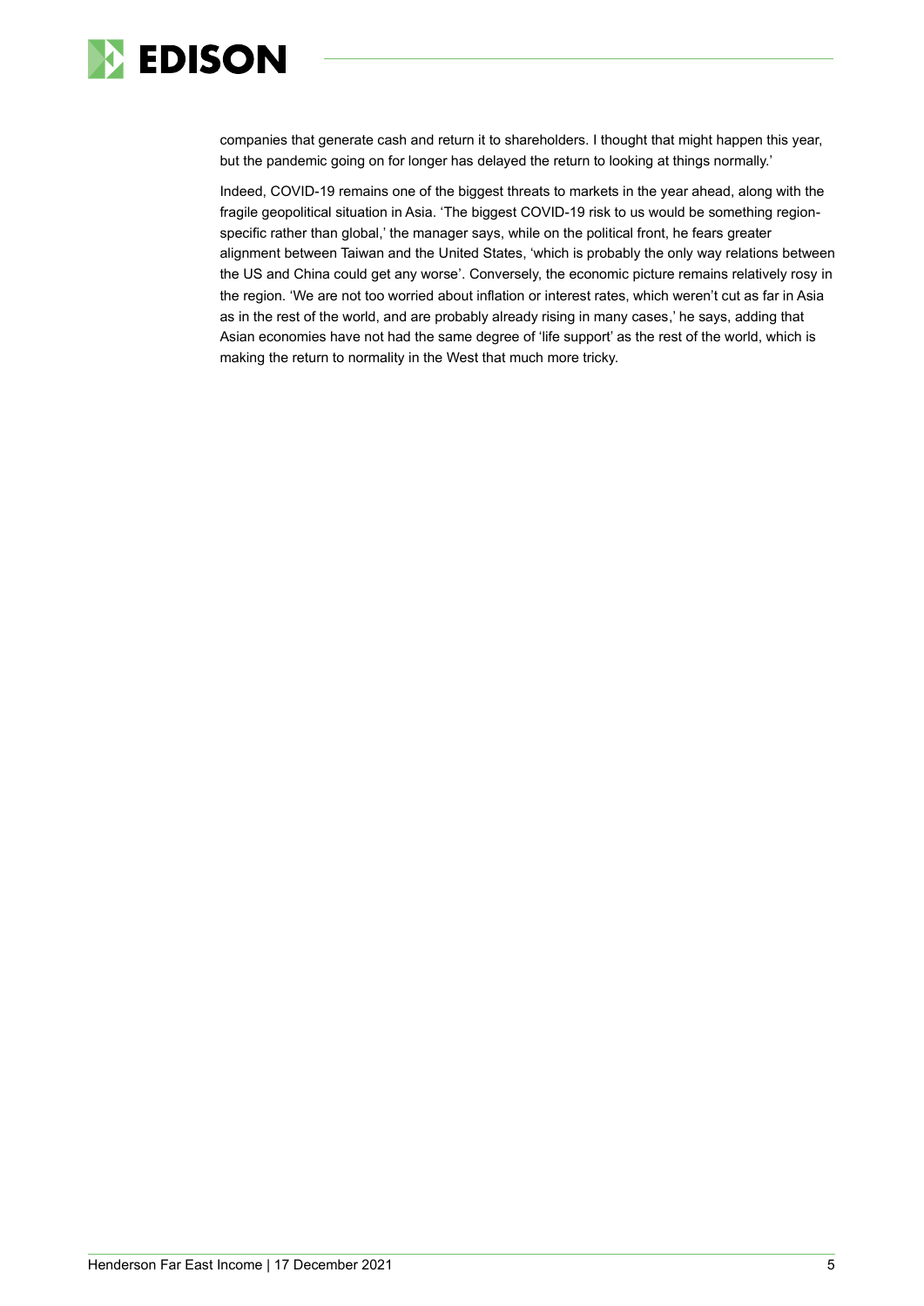companies that generate cash and return it to shareholders. I thought that might happen this year, but the pandemic going on for longer has delayed the return to looking at things normally.'

Indeed, COVID-19 remains one of the biggest threats to markets in the year ahead, along with the fragile geopolitical situation in Asia. 'The biggest COVID-19 risk to us would be something region-specific rather than global,' the manager says, while on the political front, he fears greater alignment between Taiwan and the United States, 'which is probably the only way relations between the US and China could get any worse'. Conversely, the economic picture remains relatively rosy in the region. 'We are not too worried about inflation or interest rates, which weren't cut as far in Asia as in the rest of the world, and are probably already rising in many cases,' he says, adding that Asian economies have not had the same degree of 'life support' as the rest of the world, which is making the return to normality in the West that much more tricky.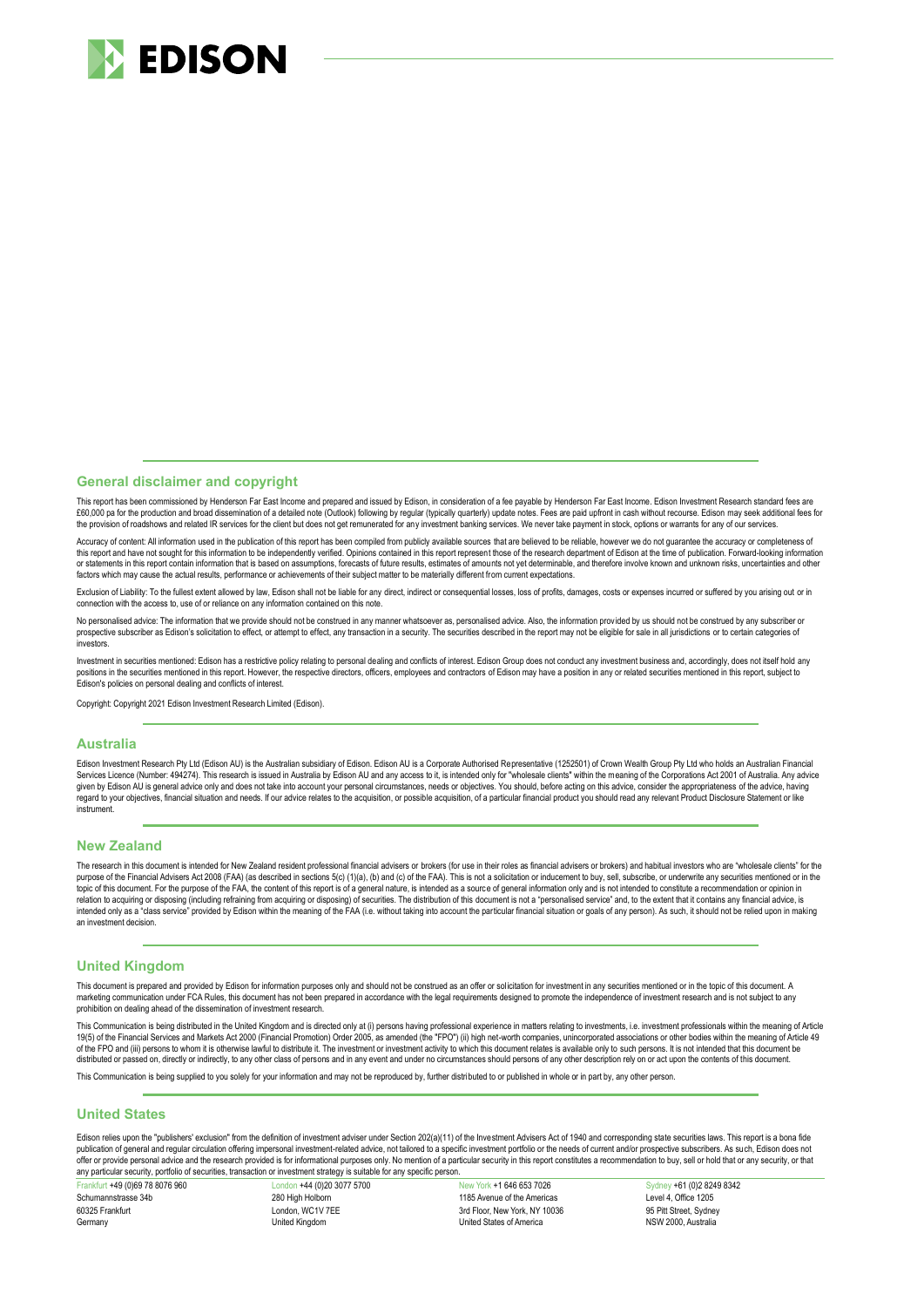## General disclaimer and copyright

This report has been commissioned by Henderson Far East Income and prepared and issued by Edison, in consideration of a fee payable by Henderson Far East Income. Edison Investment Research standard fees are £60,000 pa for the production and broad dissemination of a detailed note (Outlook) following by regular (typically quarterly) update notes. Fees are paid upfront in cash without recourse. Edison may seek additional fees for the provision of roadshows and related IR services for the client but does not get remunerated for any investment banking services. We never take payment in stock, options or warrants for any of our services.

Accuracy of content: All information used in the publication of this report has been compiled from publicly available sources that are believed to be reliable, however we do not guarantee the accuracy or completeness of this report and have not sought for this information to be independently verified. Opinions contained in this report represent those of the research department of Edison at the time of publication. Forward-looking information or statements in this report contain information that is based on assumptions, forecasts of future results, estimates of amounts not yet determinable, and therefore involve known and unknown risks, uncertainties and other factors which may cause the actual results, performance or achievements of their subject matter to be materially different from current expectations.

Exclusion of Liability: To the fullest extent allowed by law, Edison shall not be liable for any direct, indirect or consequential losses, loss of profits, damages, costs or expenses incurred or suffered by you arising out or in connection with the access to, use of or reliance on any information contained on this note.

No personalised advice: The information that we provide should not be construed in any manner whatsoever as, personalised advice. Also, the information provided by us should not be construed by any subscriber or prospective subscriber as Edison's solicitation to effect, or attempt to effect, any transaction in a security. The securities described in the report may not be eligible for sale in all jurisdictions or to certain categories of investors.

Investment in securities mentioned: Edison has a restrictive policy relating to personal dealing and conflicts of interest. Edison Group does not conduct any investment business and, accordingly, does not itself hold any positions in the securities mentioned in this report. However, the respective directors, officers, employees and contractors of Edison may have a position in any or related securities mentioned in this report, subject to Edison's policies on personal dealing and conflicts of interest.

Copyright: Copyright 2021 Edison Investment Research Limited (Edison).

## Australia

Edison Investment Research Pty Ltd (Edison AU) is the Australian subsidiary of Edison. Edison AU is a Corporate Authorised Representative (1252501) of Crown Wealth Group Pty Ltd who holds an Australian Financial Services Licence (Number: 494274). This research is issued in Australia by Edison AU and any access to it, is intended only for "wholesale clients" within the meaning of the Corporations Act 2001 of Australia. Any advice given by Edison AU is general advice only and does not take into account your personal circumstances, needs or objectives. You should, before acting on this advice, consider the appropriateness of the advice, having regard to your objectives, financial situation and needs. If our advice relates to the acquisition, or possible acquisition, of a particular financial product you should read any relevant Product Disclosure Statement or like instrument.

## New Zealand

The research in this document is intended for New Zealand resident professional financial advisers or brokers (for use in their roles as financial advisers or brokers) and habitual investors who are "wholesale clients" for the purpose of the Financial Advisers Act 2008 (FAA) (as described in sections 5(c) (1)(a), (b) and (c) of the FAA). This is not a solicitation or inducement to buy, sell, subscribe, or underwrite any securities mentioned or in the topic of this document. For the purpose of the FAA, the content of this report is of a general nature, is intended as a source of general information only and is not intended to constitute a recommendation or opinion in relation to acquiring or disposing (including refraining from acquiring or disposing) of securities. The distribution of this document is not a "personalised service" and, to the extent that it contains any financial advice, is intended only as a "class service" provided by Edison within the meaning of the FAA (i.e. without taking into account the particular financial situation or goals of any person). As such, it should not be relied upon in making an investment decision.

## United Kingdom

This document is prepared and provided by Edison for information purposes only and should not be construed as an offer or solicitation for investment in any securities mentioned or in the topic of this document. A marketing communication under FCA Rules, this document has not been prepared in accordance with the legal requirements designed to promote the independence of investment research and is not subject to any prohibition on dealing ahead of the dissemination of investment research.

This Communication is being distributed in the United Kingdom and is directed only at (i) persons having professional experience in matters relating to investments, i.e. investment professionals within the meaning of Article 19(5) of the Financial Services and Markets Act 2000 (Financial Promotion) Order 2005, as amended (the "FPO") (ii) high net-worth companies, unincorporated associations or other bodies within the meaning of Article 49 of the FPO and (iii) persons to whom it is otherwise lawful to distribute it. The investment or investment activity to which this document relates is available only to such persons. It is not intended that this document be distributed or passed on, directly or indirectly, to any other class of persons and in any event and under no circumstances should persons of any other description rely on or act upon the contents of this document.

This Communication is being supplied to you solely for your information and may not be reproduced by, further distributed to or published in whole or in part by, any other person.

## United States

Edison relies upon the "publishers' exclusion" from the definition of investment adviser under Section 202(a)(11) of the Investment Advisers Act of 1940 and corresponding state securities laws. This report is a bona fide publication of general and regular circulation offering impersonal investment-related advice, not tailored to a specific investment portfolio or the needs of current and/or prospective subscribers. As such, Edison does not offer or provide personal advice and the research provided is for informational purposes only. No mention of a particular security in this report constitutes a recommendation to buy, sell or hold that or any security, or that any particular security, portfolio of securities, transaction or investment strategy is suitable for any specific person.

Frankfurt +49 (0)69 78 8076 960
Schumannstrasse 34b
60325 Frankfurt
Germany

London +44 (0)20 3077 5700
280 High Holborn
London, WC1V 7EE
United Kingdom

New York +1 646 653 7026
1185 Avenue of the Americas
3rd Floor, New York, NY 10036
United States of America

Sydney +61 (0)2 8249 8342
Level 4, Office 1205
95 Pitt Street, Sydney
NSW 2000, Australia